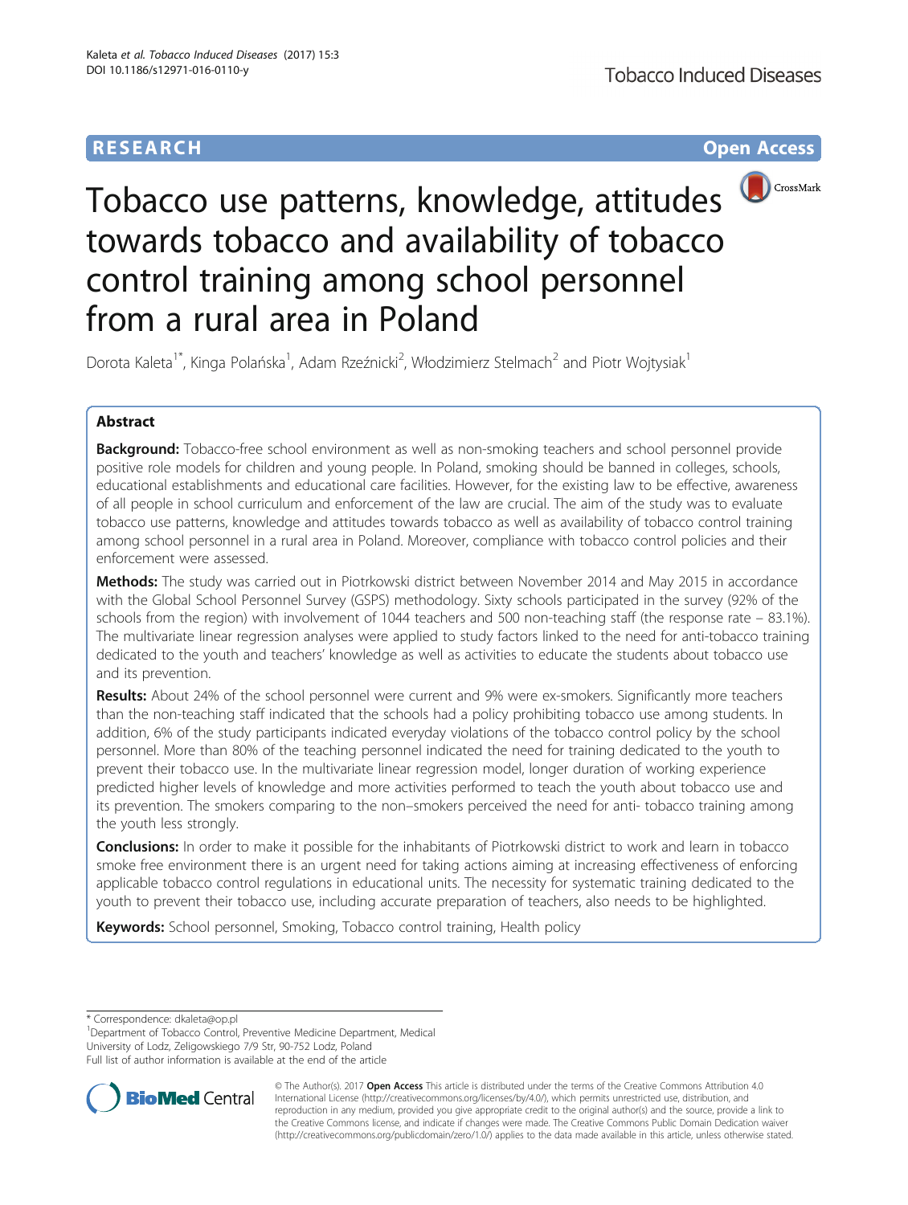RESEARCH

Open Access

# Tobacco use patterns, knowledge, attitudes towards tobacco and availability of tobacco control training among school personnel from a rural area in Poland

Dorota Kaleta[1*], Kinga Polańska[1], Adam Rzeźnicki[2], Włodzimierz Stelmach[2] and Piotr Wojtysiak[1]

## Abstract

**Background:** Tobacco-free school environment as well as non-smoking teachers and school personnel provide positive role models for children and young people. In Poland, smoking should be banned in colleges, schools, educational establishments and educational care facilities. However, for the existing law to be effective, awareness of all people in school curriculum and enforcement of the law are crucial. The aim of the study was to evaluate tobacco use patterns, knowledge and attitudes towards tobacco as well as availability of tobacco control training among school personnel in a rural area in Poland. Moreover, compliance with tobacco control policies and their enforcement were assessed.

**Methods:** The study was carried out in Piotrkowski district between November 2014 and May 2015 in accordance with the Global School Personnel Survey (GSPS) methodology. Sixty schools participated in the survey (92% of the schools from the region) with involvement of 1044 teachers and 500 non-teaching staff (the response rate – 83.1%). The multivariate linear regression analyses were applied to study factors linked to the need for anti-tobacco training dedicated to the youth and teachers' knowledge as well as activities to educate the students about tobacco use and its prevention.

**Results:** About 24% of the school personnel were current and 9% were ex-smokers. Significantly more teachers than the non-teaching staff indicated that the schools had a policy prohibiting tobacco use among students. In addition, 6% of the study participants indicated everyday violations of the tobacco control policy by the school personnel. More than 80% of the teaching personnel indicated the need for training dedicated to the youth to prevent their tobacco use. In the multivariate linear regression model, longer duration of working experience predicted higher levels of knowledge and more activities performed to teach the youth about tobacco use and its prevention. The smokers comparing to the non–smokers perceived the need for anti- tobacco training among the youth less strongly.

**Conclusions:** In order to make it possible for the inhabitants of Piotrkowski district to work and learn in tobacco smoke free environment there is an urgent need for taking actions aiming at increasing effectiveness of enforcing applicable tobacco control regulations in educational units. The necessity for systematic training dedicated to the youth to prevent their tobacco use, including accurate preparation of teachers, also needs to be highlighted.

**Keywords:** School personnel, Smoking, Tobacco control training, Health policy

* Correspondence: dkaleta@op.pl
[1]Department of Tobacco Control, Preventive Medicine Department, Medical University of Lodz, Zeligowskiego 7/9 Str, 90-752 Lodz, Poland
Full list of author information is available at the end of the article

© The Author(s). 2017 **Open Access** This article is distributed under the terms of the Creative Commons Attribution 4.0 International License (http://creativecommons.org/licenses/by/4.0/), which permits unrestricted use, distribution, and reproduction in any medium, provided you give appropriate credit to the original author(s) and the source, provide a link to the Creative Commons license, and indicate if changes were made. The Creative Commons Public Domain Dedication waiver (http://creativecommons.org/publicdomain/zero/1.0/) applies to the data made available in this article, unless otherwise stated.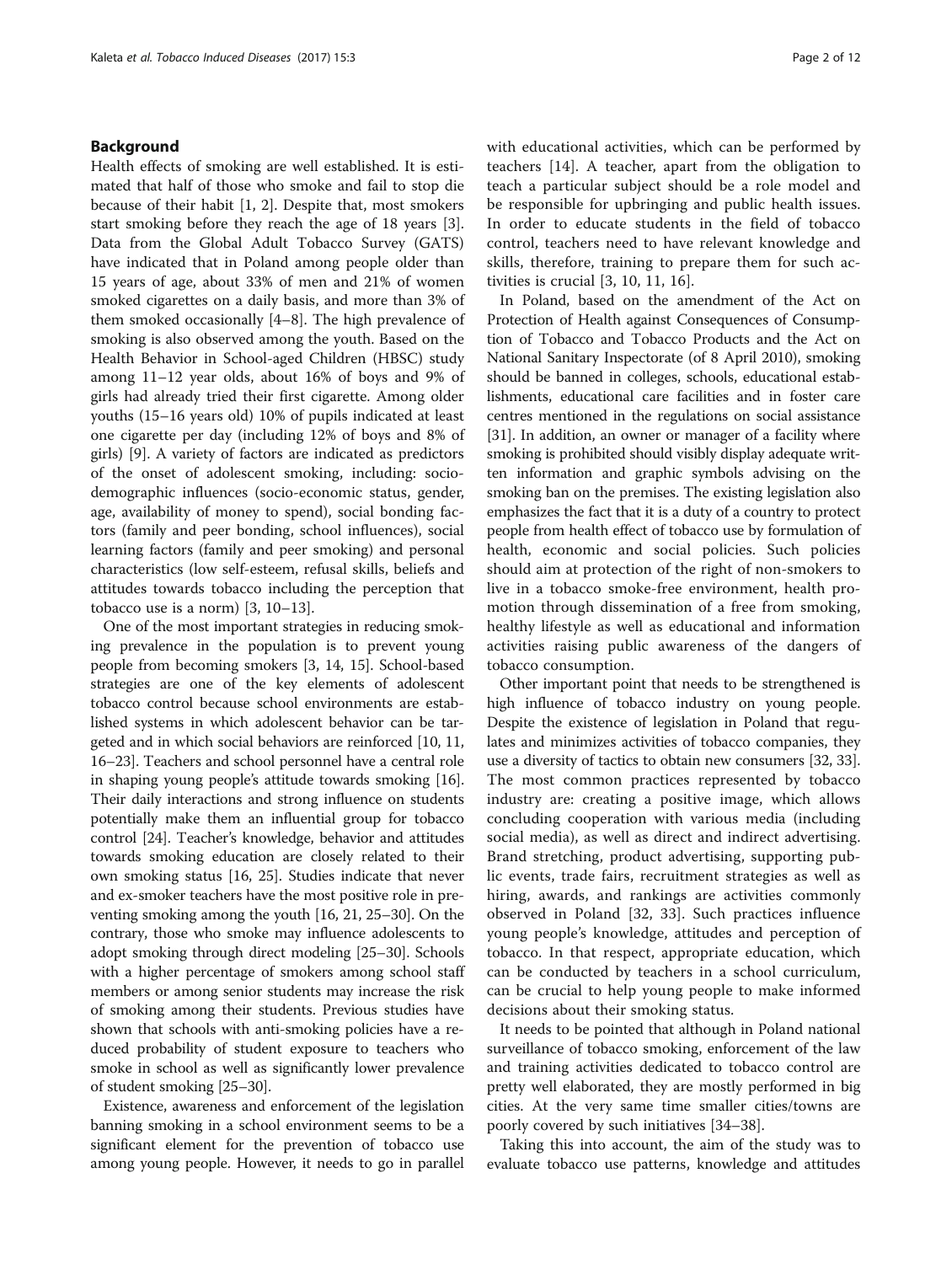## Background

Health effects of smoking are well established. It is estimated that half of those who smoke and fail to stop die because of their habit [1, 2]. Despite that, most smokers start smoking before they reach the age of 18 years [3]. Data from the Global Adult Tobacco Survey (GATS) have indicated that in Poland among people older than 15 years of age, about 33% of men and 21% of women smoked cigarettes on a daily basis, and more than 3% of them smoked occasionally [4–8]. The high prevalence of smoking is also observed among the youth. Based on the Health Behavior in School-aged Children (HBSC) study among 11–12 year olds, about 16% of boys and 9% of girls had already tried their first cigarette. Among older youths (15–16 years old) 10% of pupils indicated at least one cigarette per day (including 12% of boys and 8% of girls) [9]. A variety of factors are indicated as predictors of the onset of adolescent smoking, including: sociodemographic influences (socio-economic status, gender, age, availability of money to spend), social bonding factors (family and peer bonding, school influences), social learning factors (family and peer smoking) and personal characteristics (low self-esteem, refusal skills, beliefs and attitudes towards tobacco including the perception that tobacco use is a norm) [3, 10–13].

One of the most important strategies in reducing smoking prevalence in the population is to prevent young people from becoming smokers [3, 14, 15]. School-based strategies are one of the key elements of adolescent tobacco control because school environments are established systems in which adolescent behavior can be targeted and in which social behaviors are reinforced [10, 11, 16–23]. Teachers and school personnel have a central role in shaping young people's attitude towards smoking [16]. Their daily interactions and strong influence on students potentially make them an influential group for tobacco control [24]. Teacher's knowledge, behavior and attitudes towards smoking education are closely related to their own smoking status [16, 25]. Studies indicate that never and ex-smoker teachers have the most positive role in preventing smoking among the youth [16, 21, 25–30]. On the contrary, those who smoke may influence adolescents to adopt smoking through direct modeling [25–30]. Schools with a higher percentage of smokers among school staff members or among senior students may increase the risk of smoking among their students. Previous studies have shown that schools with anti-smoking policies have a reduced probability of student exposure to teachers who smoke in school as well as significantly lower prevalence of student smoking [25–30].

Existence, awareness and enforcement of the legislation banning smoking in a school environment seems to be a significant element for the prevention of tobacco use among young people. However, it needs to go in parallel with educational activities, which can be performed by teachers [14]. A teacher, apart from the obligation to teach a particular subject should be a role model and be responsible for upbringing and public health issues. In order to educate students in the field of tobacco control, teachers need to have relevant knowledge and skills, therefore, training to prepare them for such activities is crucial [3, 10, 11, 16].

In Poland, based on the amendment of the Act on Protection of Health against Consequences of Consumption of Tobacco and Tobacco Products and the Act on National Sanitary Inspectorate (of 8 April 2010), smoking should be banned in colleges, schools, educational establishments, educational care facilities and in foster care centres mentioned in the regulations on social assistance [31]. In addition, an owner or manager of a facility where smoking is prohibited should visibly display adequate written information and graphic symbols advising on the smoking ban on the premises. The existing legislation also emphasizes the fact that it is a duty of a country to protect people from health effect of tobacco use by formulation of health, economic and social policies. Such policies should aim at protection of the right of non-smokers to live in a tobacco smoke-free environment, health promotion through dissemination of a free from smoking, healthy lifestyle as well as educational and information activities raising public awareness of the dangers of tobacco consumption.

Other important point that needs to be strengthened is high influence of tobacco industry on young people. Despite the existence of legislation in Poland that regulates and minimizes activities of tobacco companies, they use a diversity of tactics to obtain new consumers [32, 33]. The most common practices represented by tobacco industry are: creating a positive image, which allows concluding cooperation with various media (including social media), as well as direct and indirect advertising. Brand stretching, product advertising, supporting public events, trade fairs, recruitment strategies as well as hiring, awards, and rankings are activities commonly observed in Poland [32, 33]. Such practices influence young people's knowledge, attitudes and perception of tobacco. In that respect, appropriate education, which can be conducted by teachers in a school curriculum, can be crucial to help young people to make informed decisions about their smoking status.

It needs to be pointed that although in Poland national surveillance of tobacco smoking, enforcement of the law and training activities dedicated to tobacco control are pretty well elaborated, they are mostly performed in big cities. At the very same time smaller cities/towns are poorly covered by such initiatives [34–38].

Taking this into account, the aim of the study was to evaluate tobacco use patterns, knowledge and attitudes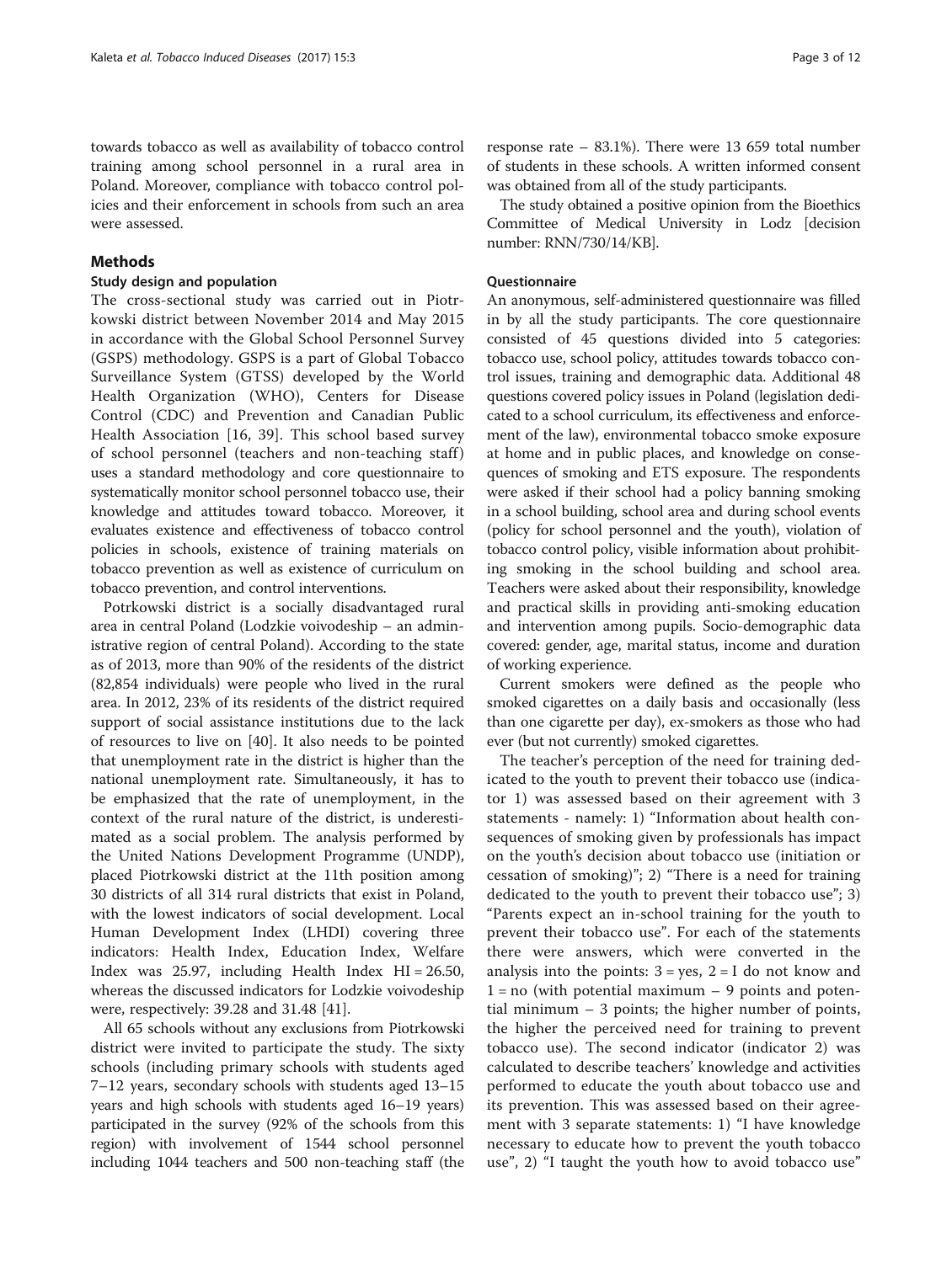towards tobacco as well as availability of tobacco control training among school personnel in a rural area in Poland. Moreover, compliance with tobacco control policies and their enforcement in schools from such an area were assessed.

## Methods

### Study design and population

The cross-sectional study was carried out in Piotrkowski district between November 2014 and May 2015 in accordance with the Global School Personnel Survey (GSPS) methodology. GSPS is a part of Global Tobacco Surveillance System (GTSS) developed by the World Health Organization (WHO), Centers for Disease Control (CDC) and Prevention and Canadian Public Health Association [16, 39]. This school based survey of school personnel (teachers and non-teaching staff) uses a standard methodology and core questionnaire to systematically monitor school personnel tobacco use, their knowledge and attitudes toward tobacco. Moreover, it evaluates existence and effectiveness of tobacco control policies in schools, existence of training materials on tobacco prevention as well as existence of curriculum on tobacco prevention, and control interventions.

Potrkowski district is a socially disadvantaged rural area in central Poland (Lodzkie voivodeship – an administrative region of central Poland). According to the state as of 2013, more than 90% of the residents of the district (82,854 individuals) were people who lived in the rural area. In 2012, 23% of its residents of the district required support of social assistance institutions due to the lack of resources to live on [40]. It also needs to be pointed that unemployment rate in the district is higher than the national unemployment rate. Simultaneously, it has to be emphasized that the rate of unemployment, in the context of the rural nature of the district, is underestimated as a social problem. The analysis performed by the United Nations Development Programme (UNDP), placed Piotrkowski district at the 11th position among 30 districts of all 314 rural districts that exist in Poland, with the lowest indicators of social development. Local Human Development Index (LHDI) covering three indicators: Health Index, Education Index, Welfare Index was 25.97, including Health Index HI = 26.50, whereas the discussed indicators for Lodzkie voivodeship were, respectively: 39.28 and 31.48 [41].

All 65 schools without any exclusions from Piotrkowski district were invited to participate the study. The sixty schools (including primary schools with students aged 7–12 years, secondary schools with students aged 13–15 years and high schools with students aged 16–19 years) participated in the survey (92% of the schools from this region) with involvement of 1544 school personnel including 1044 teachers and 500 non-teaching staff (the response rate – 83.1%). There were 13 659 total number of students in these schools. A written informed consent was obtained from all of the study participants.

The study obtained a positive opinion from the Bioethics Committee of Medical University in Lodz [decision number: RNN/730/14/KB].

### Questionnaire

An anonymous, self-administered questionnaire was filled in by all the study participants. The core questionnaire consisted of 45 questions divided into 5 categories: tobacco use, school policy, attitudes towards tobacco control issues, training and demographic data. Additional 48 questions covered policy issues in Poland (legislation dedicated to a school curriculum, its effectiveness and enforcement of the law), environmental tobacco smoke exposure at home and in public places, and knowledge on consequences of smoking and ETS exposure. The respondents were asked if their school had a policy banning smoking in a school building, school area and during school events (policy for school personnel and the youth), violation of tobacco control policy, visible information about prohibiting smoking in the school building and school area. Teachers were asked about their responsibility, knowledge and practical skills in providing anti-smoking education and intervention among pupils. Socio-demographic data covered: gender, age, marital status, income and duration of working experience.

Current smokers were defined as the people who smoked cigarettes on a daily basis and occasionally (less than one cigarette per day), ex-smokers as those who had ever (but not currently) smoked cigarettes.

The teacher's perception of the need for training dedicated to the youth to prevent their tobacco use (indicator 1) was assessed based on their agreement with 3 statements - namely: 1) "Information about health consequences of smoking given by professionals has impact on the youth's decision about tobacco use (initiation or cessation of smoking)"; 2) "There is a need for training dedicated to the youth to prevent their tobacco use"; 3) "Parents expect an in-school training for the youth to prevent their tobacco use". For each of the statements there were answers, which were converted in the analysis into the points: 3 = yes, 2 = I do not know and 1 = no (with potential maximum – 9 points and potential minimum – 3 points; the higher number of points, the higher the perceived need for training to prevent tobacco use). The second indicator (indicator 2) was calculated to describe teachers' knowledge and activities performed to educate the youth about tobacco use and its prevention. This was assessed based on their agreement with 3 separate statements: 1) "I have knowledge necessary to educate how to prevent the youth tobacco use", 2) "I taught the youth how to avoid tobacco use"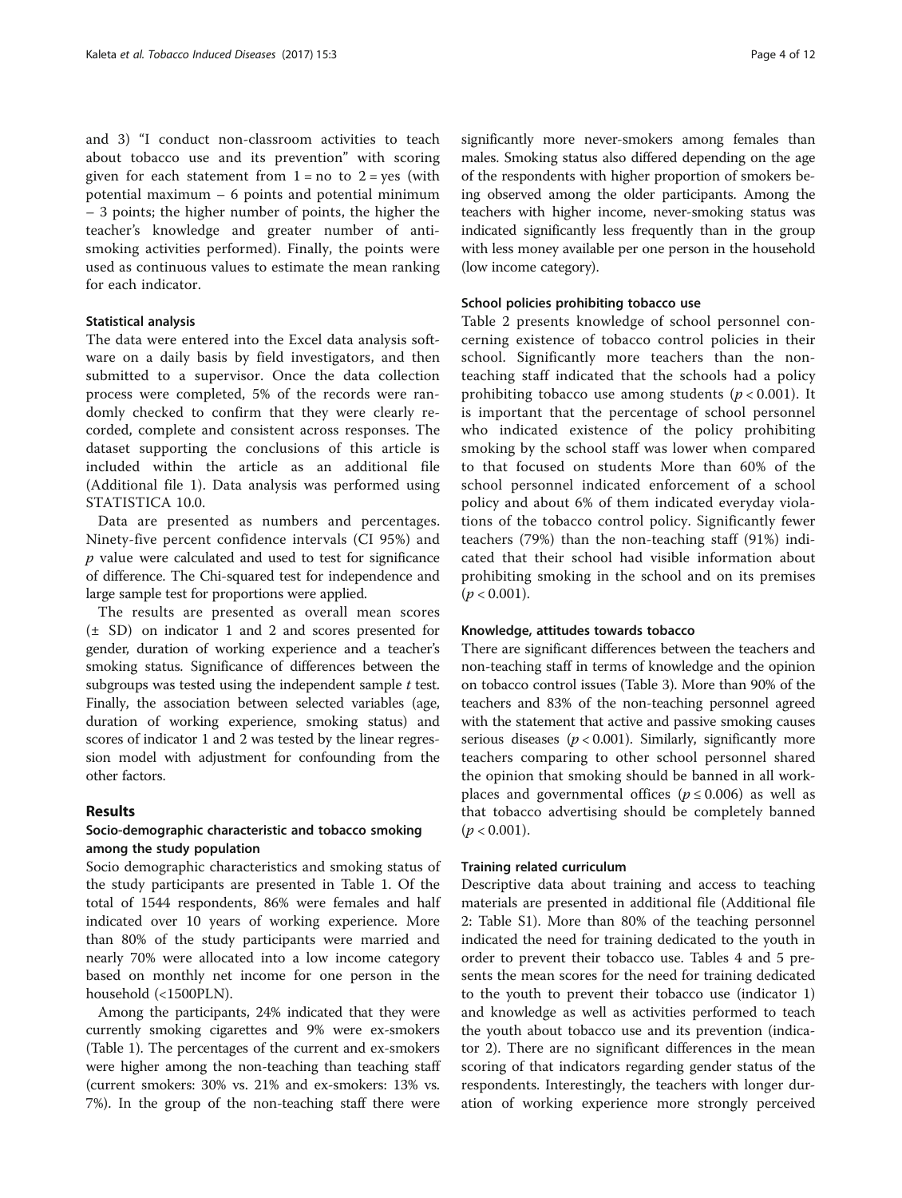and 3) "I conduct non-classroom activities to teach about tobacco use and its prevention" with scoring given for each statement from 1 = no to 2 = yes (with potential maximum – 6 points and potential minimum – 3 points; the higher number of points, the higher the teacher's knowledge and greater number of anti-smoking activities performed). Finally, the points were used as continuous values to estimate the mean ranking for each indicator.

#### Statistical analysis

The data were entered into the Excel data analysis software on a daily basis by field investigators, and then submitted to a supervisor. Once the data collection process were completed, 5% of the records were randomly checked to confirm that they were clearly recorded, complete and consistent across responses. The dataset supporting the conclusions of this article is included within the article as an additional file (Additional file 1). Data analysis was performed using STATISTICA 10.0.

Data are presented as numbers and percentages. Ninety-five percent confidence intervals (CI 95%) and $p$ value were calculated and used to test for significance of difference. The Chi-squared test for independence and large sample test for proportions were applied.

The results are presented as overall mean scores (± SD) on indicator 1 and 2 and scores presented for gender, duration of working experience and a teacher's smoking status. Significance of differences between the subgroups was tested using the independent sample $t$ test. Finally, the association between selected variables (age, duration of working experience, smoking status) and scores of indicator 1 and 2 was tested by the linear regression model with adjustment for confounding from the other factors.

## Results

### Socio-demographic characteristic and tobacco smoking among the study population

Socio demographic characteristics and smoking status of the study participants are presented in Table 1. Of the total of 1544 respondents, 86% were females and half indicated over 10 years of working experience. More than 80% of the study participants were married and nearly 70% were allocated into a low income category based on monthly net income for one person in the household (<1500PLN).

Among the participants, 24% indicated that they were currently smoking cigarettes and 9% were ex-smokers (Table 1). The percentages of the current and ex-smokers were higher among the non-teaching than teaching staff (current smokers: 30% vs. 21% and ex-smokers: 13% vs. 7%). In the group of the non-teaching staff there were significantly more never-smokers among females than males. Smoking status also differed depending on the age of the respondents with higher proportion of smokers being observed among the older participants. Among the teachers with higher income, never-smoking status was indicated significantly less frequently than in the group with less money available per one person in the household (low income category).

#### School policies prohibiting tobacco use

Table 2 presents knowledge of school personnel concerning existence of tobacco control policies in their school. Significantly more teachers than the non-teaching staff indicated that the schools had a policy prohibiting tobacco use among students ($p < 0.001$). It is important that the percentage of school personnel who indicated existence of the policy prohibiting smoking by the school staff was lower when compared to that focused on students More than 60% of the school personnel indicated enforcement of a school policy and about 6% of them indicated everyday violations of the tobacco control policy. Significantly fewer teachers (79%) than the non-teaching staff (91%) indicated that their school had visible information about prohibiting smoking in the school and on its premises ($p < 0.001$).

#### Knowledge, attitudes towards tobacco

There are significant differences between the teachers and non-teaching staff in terms of knowledge and the opinion on tobacco control issues (Table 3). More than 90% of the teachers and 83% of the non-teaching personnel agreed with the statement that active and passive smoking causes serious diseases ($p < 0.001$). Similarly, significantly more teachers comparing to other school personnel shared the opinion that smoking should be banned in all workplaces and governmental offices ($p \leq 0.006$) as well as that tobacco advertising should be completely banned ($p < 0.001$).

#### Training related curriculum

Descriptive data about training and access to teaching materials are presented in additional file (Additional file 2: Table S1). More than 80% of the teaching personnel indicated the need for training dedicated to the youth in order to prevent their tobacco use. Tables 4 and 5 presents the mean scores for the need for training dedicated to the youth to prevent their tobacco use (indicator 1) and knowledge as well as activities performed to teach the youth about tobacco use and its prevention (indicator 2). There are no significant differences in the mean scoring of that indicators regarding gender status of the respondents. Interestingly, the teachers with longer duration of working experience more strongly perceived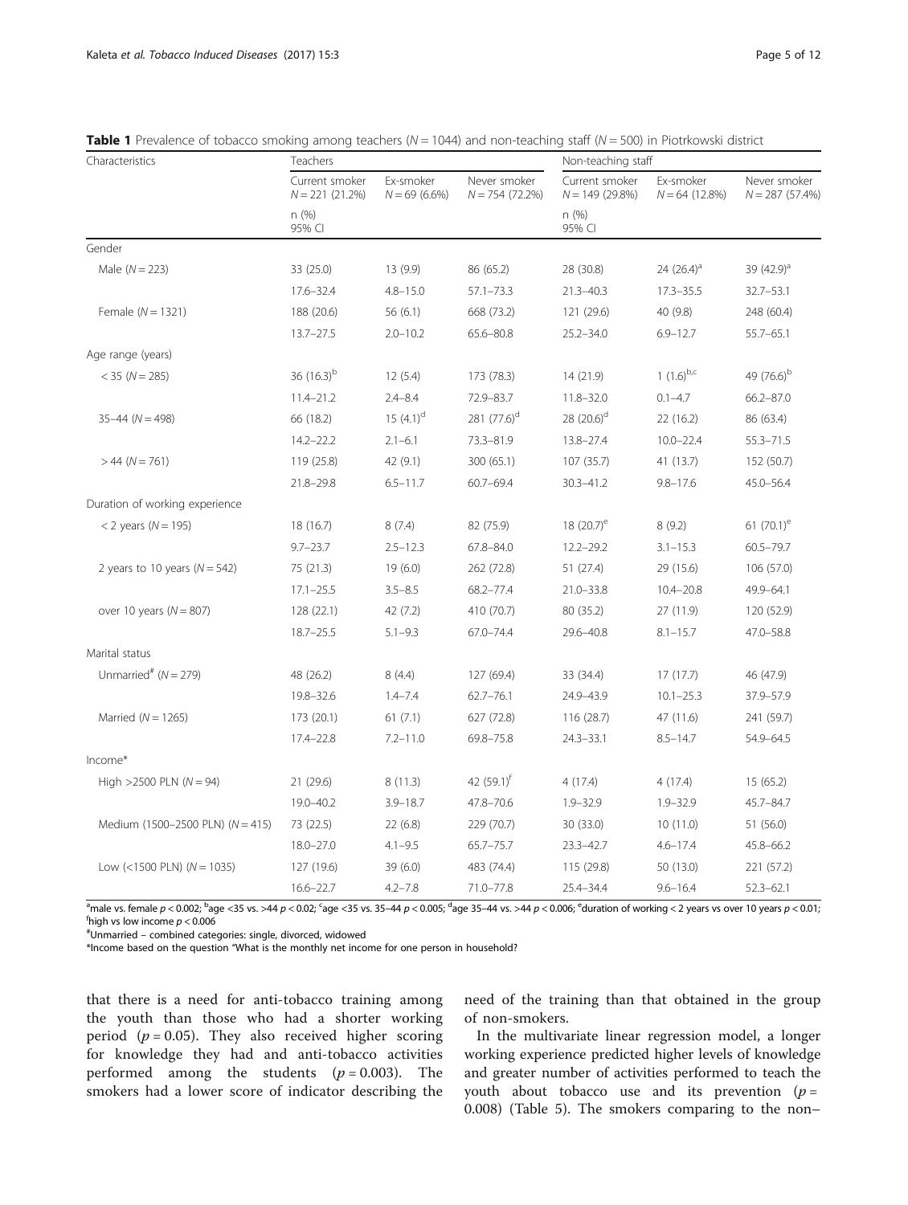**Table 1** Prevalence of tobacco smoking among teachers (*N* = 1044) and non-teaching staff (*N* = 500) in Piotrkowski district

| Characteristics | Teachers | | | Non-teaching staff | | |
|---|---|---|---|---|---|---|
| | Current smoker *N* = 221 (21.2%) | Ex-smoker *N* = 69 (6.6%) | Never smoker *N* = 754 (72.2%) | Current smoker *N* = 149 (29.8%) | Ex-smoker *N* = 64 (12.8%) | Never smoker *N* = 287 (57.4%) |
| | n (%) 95% CI | | | n (%) 95% CI | | |
| Gender | | | | | | |
| Male (*N* = 223) | 33 (25.0) | 13 (9.9) | 86 (65.2) | 28 (30.8) | 24 (26.4)[a] | 39 (42.9)[a] |
| | 17.6–32.4 | 4.8–15.0 | 57.1–73.3 | 21.3–40.3 | 17.3–35.5 | 32.7–53.1 |
| Female (*N* = 1321) | 188 (20.6) | 56 (6.1) | 668 (73.2) | 121 (29.6) | 40 (9.8) | 248 (60.4) |
| | 13.7–27.5 | 2.0–10.2 | 65.6–80.8 | 25.2–34.0 | 6.9–12.7 | 55.7–65.1 |
| Age range (years) | | | | | | |
| < 35 (*N* = 285) | 36 (16.3)[b] | 12 (5.4) | 173 (78.3) | 14 (21.9) | 1 (1.6)[b,c] | 49 (76.6)[b] |
| | 11.4–21.2 | 2.4–8.4 | 72.9–83.7 | 11.8–32.0 | 0.1–4.7 | 66.2–87.0 |
| 35–44 (*N* = 498) | 66 (18.2) | 15 (4.1)[d] | 281 (77.6)[d] | 28 (20.6)[d] | 22 (16.2) | 86 (63.4) |
| | 14.2–22.2 | 2.1–6.1 | 73.3–81.9 | 13.8–27.4 | 10.0–22.4 | 55.3–71.5 |
| > 44 (*N* = 761) | 119 (25.8) | 42 (9.1) | 300 (65.1) | 107 (35.7) | 41 (13.7) | 152 (50.7) |
| | 21.8–29.8 | 6.5–11.7 | 60.7–69.4 | 30.3–41.2 | 9.8–17.6 | 45.0–56.4 |
| Duration of working experience | | | | | | |
| < 2 years (*N* = 195) | 18 (16.7) | 8 (7.4) | 82 (75.9) | 18 (20.7)[e] | 8 (9.2) | 61 (70.1)[e] |
| | 9.7–23.7 | 2.5–12.3 | 67.8–84.0 | 12.2–29.2 | 3.1–15.3 | 60.5–79.7 |
| 2 years to 10 years (*N* = 542) | 75 (21.3) | 19 (6.0) | 262 (72.8) | 51 (27.4) | 29 (15.6) | 106 (57.0) |
| | 17.1–25.5 | 3.5–8.5 | 68.2–77.4 | 21.0–33.8 | 10.4–20.8 | 49.9–64.1 |
| over 10 years (*N* = 807) | 128 (22.1) | 42 (7.2) | 410 (70.7) | 80 (35.2) | 27 (11.9) | 120 (52.9) |
| | 18.7–25.5 | 5.1–9.3 | 67.0–74.4 | 29.6–40.8 | 8.1–15.7 | 47.0–58.8 |
| Marital status | | | | | | |
| Unmarried[#] (*N* = 279) | 48 (26.2) | 8 (4.4) | 127 (69.4) | 33 (34.4) | 17 (17.7) | 46 (47.9) |
| | 19.8–32.6 | 1.4–7.4 | 62.7–76.1 | 24.9–43.9 | 10.1–25.3 | 37.9–57.9 |
| Married (*N* = 1265) | 173 (20.1) | 61 (7.1) | 627 (72.8) | 116 (28.7) | 47 (11.6) | 241 (59.7) |
| | 17.4–22.8 | 7.2–11.0 | 69.8–75.8 | 24.3–33.1 | 8.5–14.7 | 54.9–64.5 |
| Income* | | | | | | |
| High >2500 PLN (*N* = 94) | 21 (29.6) | 8 (11.3) | 42 (59.1)[f] | 4 (17.4) | 4 (17.4) | 15 (65.2) |
| | 19.0–40.2 | 3.9–18.7 | 47.8–70.6 | 1.9–32.9 | 1.9–32.9 | 45.7–84.7 |
| Medium (1500–2500 PLN) (*N* = 415) | 73 (22.5) | 22 (6.8) | 229 (70.7) | 30 (33.0) | 10 (11.0) | 51 (56.0) |
| | 18.0–27.0 | 4.1–9.5 | 65.7–75.7 | 23.3–42.7 | 4.6–17.4 | 45.8–66.2 |
| Low (<1500 PLN) (*N* = 1035) | 127 (19.6) | 39 (6.0) | 483 (74.4) | 115 (29.8) | 50 (13.0) | 221 (57.2) |
| | 16.6–22.7 | 4.2–7.8 | 71.0–77.8 | 25.4–34.4 | 9.6–16.4 | 52.3–62.1 |

[a]male vs. female $p < 0.002$; [b]age <35 vs. >44 $p < 0.02$; [c]age <35 vs. 35–44 $p < 0.005$; [d]age 35–44 vs. >44 $p < 0.006$; [e]duration of working < 2 years vs over 10 years $p < 0.01$; [f]high vs low income $p < 0.006$

[#]Unmarried – combined categories: single, divorced, widowed

*Income based on the question "What is the monthly net income for one person in household?

that there is a need for anti-tobacco training among the youth than those who had a shorter working period ($p = 0.05$). They also received higher scoring for knowledge they had and anti-tobacco activities performed among the students ($p = 0.003$). The smokers had a lower score of indicator describing the need of the training than that obtained in the group of non-smokers.

In the multivariate linear regression model, a longer working experience predicted higher levels of knowledge and greater number of activities performed to teach the youth about tobacco use and its prevention ($p = 0.008$) (Table 5). The smokers comparing to the non–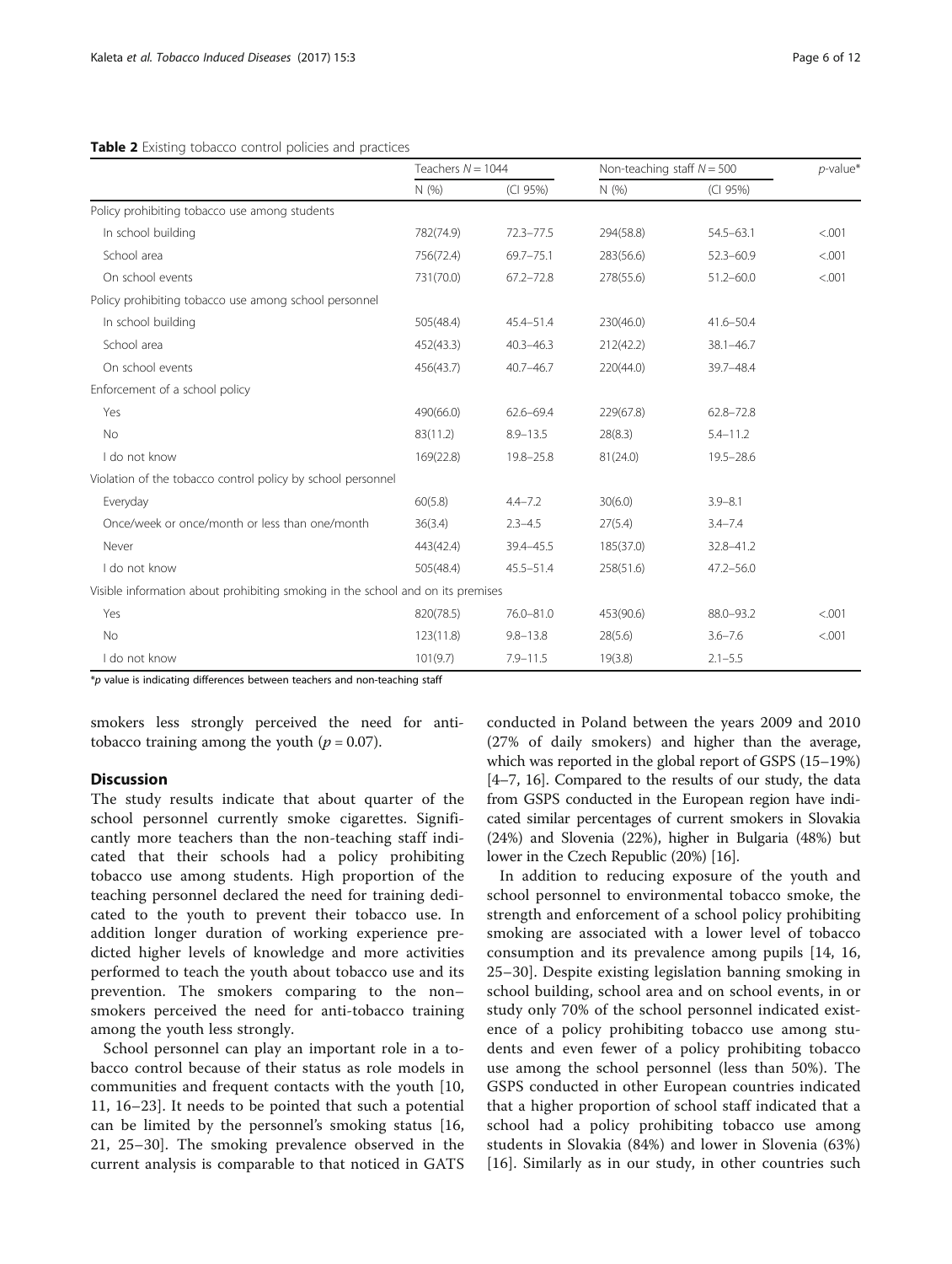**Table 2** Existing tobacco control policies and practices

| | Teachers $N = 1044$ | | Non-teaching staff $N = 500$ | | $p$-value* |
|---|---|---|---|---|---|
| | N (%) | (CI 95%) | N (%) | (CI 95%) | |
| Policy prohibiting tobacco use among students | | | | | |
| In school building | 782(74.9) | 72.3–77.5 | 294(58.8) | 54.5–63.1 | <.001 |
| School area | 756(72.4) | 69.7–75.1 | 283(56.6) | 52.3–60.9 | <.001 |
| On school events | 731(70.0) | 67.2–72.8 | 278(55.6) | 51.2–60.0 | <.001 |
| Policy prohibiting tobacco use among school personnel | | | | | |
| In school building | 505(48.4) | 45.4–51.4 | 230(46.0) | 41.6–50.4 | |
| School area | 452(43.3) | 40.3–46.3 | 212(42.2) | 38.1–46.7 | |
| On school events | 456(43.7) | 40.7–46.7 | 220(44.0) | 39.7–48.4 | |
| Enforcement of a school policy | | | | | |
| Yes | 490(66.0) | 62.6–69.4 | 229(67.8) | 62.8–72.8 | |
| No | 83(11.2) | 8.9–13.5 | 28(8.3) | 5.4–11.2 | |
| I do not know | 169(22.8) | 19.8–25.8 | 81(24.0) | 19.5–28.6 | |
| Violation of the tobacco control policy by school personnel | | | | | |
| Everyday | 60(5.8) | 4.4–7.2 | 30(6.0) | 3.9–8.1 | |
| Once/week or once/month or less than one/month | 36(3.4) | 2.3–4.5 | 27(5.4) | 3.4–7.4 | |
| Never | 443(42.4) | 39.4–45.5 | 185(37.0) | 32.8–41.2 | |
| I do not know | 505(48.4) | 45.5–51.4 | 258(51.6) | 47.2–56.0 | |
| Visible information about prohibiting smoking in the school and on its premises | | | | | |
| Yes | 820(78.5) | 76.0–81.0 | 453(90.6) | 88.0–93.2 | <.001 |
| No | 123(11.8) | 9.8–13.8 | 28(5.6) | 3.6–7.6 | <.001 |
| I do not know | 101(9.7) | 7.9–11.5 | 19(3.8) | 2.1–5.5 | |

*$p$ value is indicating differences between teachers and non-teaching staff

smokers less strongly perceived the need for anti-tobacco training among the youth ($p = 0.07$).

## Discussion

The study results indicate that about quarter of the school personnel currently smoke cigarettes. Significantly more teachers than the non-teaching staff indicated that their schools had a policy prohibiting tobacco use among students. High proportion of the teaching personnel declared the need for training dedicated to the youth to prevent their tobacco use. In addition longer duration of working experience predicted higher levels of knowledge and more activities performed to teach the youth about tobacco use and its prevention. The smokers comparing to the non–smokers perceived the need for anti-tobacco training among the youth less strongly.

School personnel can play an important role in a tobacco control because of their status as role models in communities and frequent contacts with the youth [10, 11, 16–23]. It needs to be pointed that such a potential can be limited by the personnel's smoking status [16, 21, 25–30]. The smoking prevalence observed in the current analysis is comparable to that noticed in GATS conducted in Poland between the years 2009 and 2010 (27% of daily smokers) and higher than the average, which was reported in the global report of GSPS (15–19%) [4–7, 16]. Compared to the results of our study, the data from GSPS conducted in the European region have indicated similar percentages of current smokers in Slovakia (24%) and Slovenia (22%), higher in Bulgaria (48%) but lower in the Czech Republic (20%) [16].

In addition to reducing exposure of the youth and school personnel to environmental tobacco smoke, the strength and enforcement of a school policy prohibiting smoking are associated with a lower level of tobacco consumption and its prevalence among pupils [14, 16, 25–30]. Despite existing legislation banning smoking in school building, school area and on school events, in or study only 70% of the school personnel indicated existence of a policy prohibiting tobacco use among students and even fewer of a policy prohibiting tobacco use among the school personnel (less than 50%). The GSPS conducted in other European countries indicated that a higher proportion of school staff indicated that a school had a policy prohibiting tobacco use among students in Slovakia (84%) and lower in Slovenia (63%) [16]. Similarly as in our study, in other countries such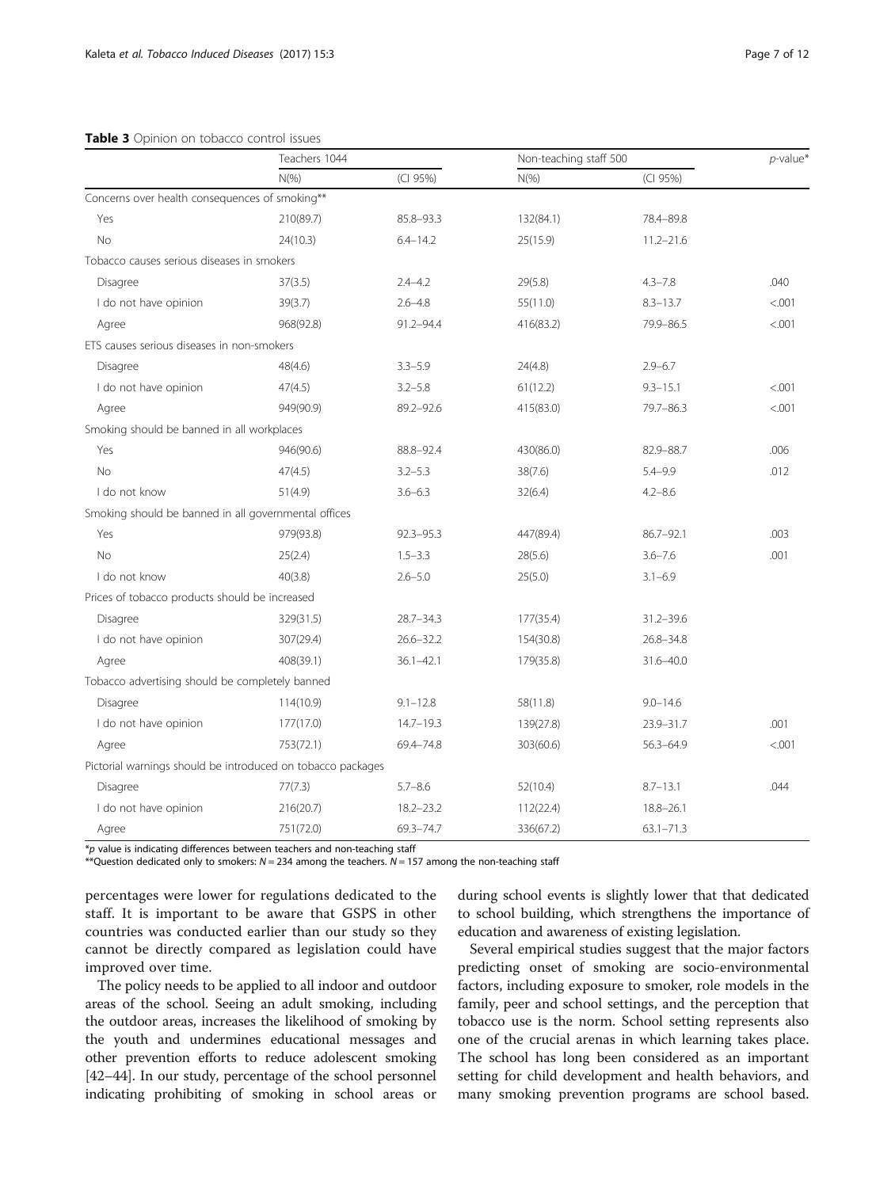**Table 3** Opinion on tobacco control issues

| | Teachers 1044 | | Non-teaching staff 500 | | *p*-value* |
|---|---|---|---|---|---|
| | N(%) | (CI 95%) | N(%) | (CI 95%) | |
| Concerns over health consequences of smoking** | | | | | |
| Yes | 210(89.7) | 85.8–93.3 | 132(84.1) | 78.4–89.8 | |
| No | 24(10.3) | 6.4–14.2 | 25(15.9) | 11.2–21.6 | |
| Tobacco causes serious diseases in smokers | | | | | |
| Disagree | 37(3.5) | 2.4–4.2 | 29(5.8) | 4.3–7.8 | .040 |
| I do not have opinion | 39(3.7) | 2.6–4.8 | 55(11.0) | 8.3–13.7 | <.001 |
| Agree | 968(92.8) | 91.2–94.4 | 416(83.2) | 79.9–86.5 | <.001 |
| ETS causes serious diseases in non-smokers | | | | | |
| Disagree | 48(4.6) | 3.3–5.9 | 24(4.8) | 2.9–6.7 | |
| I do not have opinion | 47(4.5) | 3.2–5.8 | 61(12.2) | 9.3–15.1 | <.001 |
| Agree | 949(90.9) | 89.2–92.6 | 415(83.0) | 79.7–86.3 | <.001 |
| Smoking should be banned in all workplaces | | | | | |
| Yes | 946(90.6) | 88.8–92.4 | 430(86.0) | 82.9–88.7 | .006 |
| No | 47(4.5) | 3.2–5.3 | 38(7.6) | 5.4–9.9 | .012 |
| I do not know | 51(4.9) | 3.6–6.3 | 32(6.4) | 4.2–8.6 | |
| Smoking should be banned in all governmental offices | | | | | |
| Yes | 979(93.8) | 92.3–95.3 | 447(89.4) | 86.7–92.1 | .003 |
| No | 25(2.4) | 1.5–3.3 | 28(5.6) | 3.6–7.6 | .001 |
| I do not know | 40(3.8) | 2.6–5.0 | 25(5.0) | 3.1–6.9 | |
| Prices of tobacco products should be increased | | | | | |
| Disagree | 329(31.5) | 28.7–34.3 | 177(35.4) | 31.2–39.6 | |
| I do not have opinion | 307(29.4) | 26.6–32.2 | 154(30.8) | 26.8–34.8 | |
| Agree | 408(39.1) | 36.1–42.1 | 179(35.8) | 31.6–40.0 | |
| Tobacco advertising should be completely banned | | | | | |
| Disagree | 114(10.9) | 9.1–12.8 | 58(11.8) | 9.0–14.6 | |
| I do not have opinion | 177(17.0) | 14.7–19.3 | 139(27.8) | 23.9–31.7 | .001 |
| Agree | 753(72.1) | 69.4–74.8 | 303(60.6) | 56.3–64.9 | <.001 |
| Pictorial warnings should be introduced on tobacco packages | | | | | |
| Disagree | 77(7.3) | 5.7–8.6 | 52(10.4) | 8.7–13.1 | .044 |
| I do not have opinion | 216(20.7) | 18.2–23.2 | 112(22.4) | 18.8–26.1 | |
| Agree | 751(72.0) | 69.3–74.7 | 336(67.2) | 63.1–71.3 | |

*p value is indicating differences between teachers and non-teaching staff
**Question dedicated only to smokers: $N = 234$ among the teachers. $N = 157$ among the non-teaching staff

percentages were lower for regulations dedicated to the staff. It is important to be aware that GSPS in other countries was conducted earlier than our study so they cannot be directly compared as legislation could have improved over time.

The policy needs to be applied to all indoor and outdoor areas of the school. Seeing an adult smoking, including the outdoor areas, increases the likelihood of smoking by the youth and undermines educational messages and other prevention efforts to reduce adolescent smoking [42–44]. In our study, percentage of the school personnel indicating prohibiting of smoking in school areas or during school events is slightly lower that that dedicated to school building, which strengthens the importance of education and awareness of existing legislation.

Several empirical studies suggest that the major factors predicting onset of smoking are socio-environmental factors, including exposure to smoker, role models in the family, peer and school settings, and the perception that tobacco use is the norm. School setting represents also one of the crucial arenas in which learning takes place. The school has long been considered as an important setting for child development and health behaviors, and many smoking prevention programs are school based.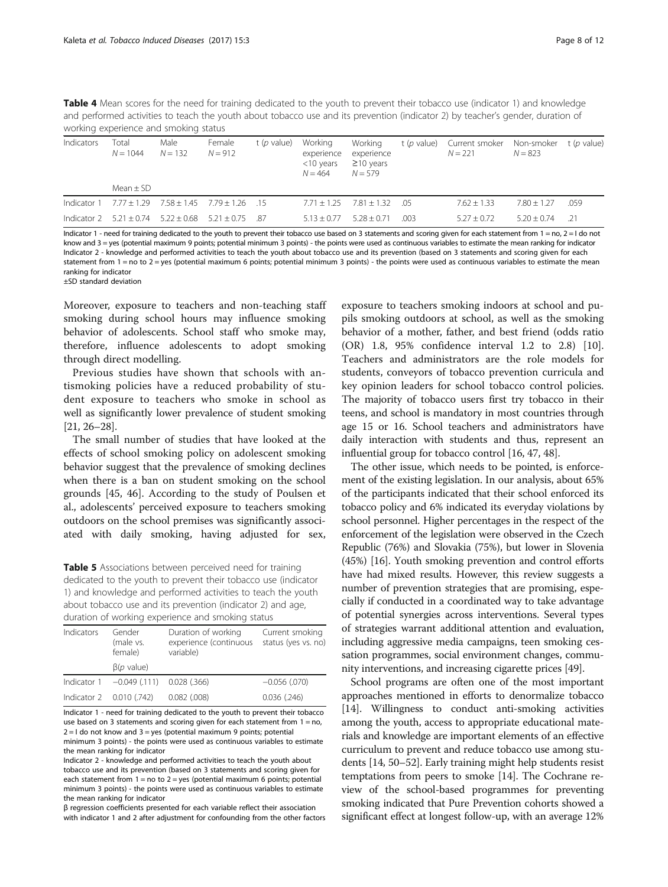**Table 4** Mean scores for the need for training dedicated to the youth to prevent their tobacco use (indicator 1) and knowledge and performed activities to teach the youth about tobacco use and its prevention (indicator 2) by teacher's gender, duration of working experience and smoking status

| Indicators | Total N = 1044 | Male N = 132 | Female N = 912 | t (p value) | Working experience <10 years N = 464 | Working experience ≥10 years N = 579 | t (p value) | Current smoker N = 221 | Non-smoker N = 823 | t (p value) |
|---|---|---|---|---|---|---|---|---|---|---|
| | Mean ± SD | | | | | | | | | |
| Indicator 1 | 7.77 ± 1.29 | 7.58 ± 1.45 | 7.79 ± 1.26 | .15 | 7.71 ± 1.25 | 7.81 ± 1.32 | .05 | 7.62 ± 1.33 | 7.80 ± 1.27 | .059 |
| Indicator 2 | 5.21 ± 0.74 | 5.22 ± 0.68 | 5.21 ± 0.75 | .87 | 5.13 ± 0.77 | 5.28 ± 0.71 | .003 | 5.27 ± 0.72 | 5.20 ± 0.74 | .21 |

Indicator 1 - need for training dedicated to the youth to prevent their tobacco use based on 3 statements and scoring given for each statement from 1 = no, 2 = I do not know and 3 = yes (potential maximum 9 points; potential minimum 3 points) - the points were used as continuous variables to estimate the mean ranking for indicator
Indicator 2 - knowledge and performed activities to teach the youth about tobacco use and its prevention (based on 3 statements and scoring given for each statement from 1 = no to 2 = yes (potential maximum 6 points; potential minimum 3 points) - the points were used as continuous variables to estimate the mean ranking for indicator
±SD standard deviation

Moreover, exposure to teachers and non-teaching staff smoking during school hours may influence smoking behavior of adolescents. School staff who smoke may, therefore, influence adolescents to adopt smoking through direct modelling.

Previous studies have shown that schools with antismoking policies have a reduced probability of student exposure to teachers who smoke in school as well as significantly lower prevalence of student smoking [21, 26–28].

The small number of studies that have looked at the effects of school smoking policy on adolescent smoking behavior suggest that the prevalence of smoking declines when there is a ban on student smoking on the school grounds [45, 46]. According to the study of Poulsen et al., adolescents' perceived exposure to teachers smoking outdoors on the school premises was significantly associated with daily smoking, having adjusted for sex, exposure to teachers smoking indoors at school and pupils smoking outdoors at school, as well as the smoking behavior of a mother, father, and best friend (odds ratio (OR) 1.8, 95% confidence interval 1.2 to 2.8) [10]. Teachers and administrators are the role models for students, conveyors of tobacco prevention curricula and key opinion leaders for school tobacco control policies. The majority of tobacco users first try tobacco in their teens, and school is mandatory in most countries through age 15 or 16. School teachers and administrators have daily interaction with students and thus, represent an influential group for tobacco control [16, 47, 48].

**Table 5** Associations between perceived need for training dedicated to the youth to prevent their tobacco use (indicator 1) and knowledge and performed activities to teach the youth about tobacco use and its prevention (indicator 2) and age, duration of working experience and smoking status

| Indicators | Gender (male vs. female) | Duration of working experience (continuous variable) | Current smoking status (yes vs. no) |
|---|---|---|---|
| | β(p value) | | |
| Indicator 1 | −0.049 (.111) | 0.028 (.366) | −0.056 (.070) |
| Indicator 2 | 0.010 (.742) | 0.082 (.008) | 0.036 (.246) |

Indicator 1 - need for training dedicated to the youth to prevent their tobacco use based on 3 statements and scoring given for each statement from 1 = no, 2 = I do not know and 3 = yes (potential maximum 9 points; potential minimum 3 points) - the points were used as continuous variables to estimate the mean ranking for indicator
Indicator 2 - knowledge and performed activities to teach the youth about tobacco use and its prevention (based on 3 statements and scoring given for each statement from 1 = no to 2 = yes (potential maximum 6 points; potential minimum 3 points) - the points were used as continuous variables to estimate the mean ranking for indicator
β regression coefficients presented for each variable reflect their association with indicator 1 and 2 after adjustment for confounding from the other factors

The other issue, which needs to be pointed, is enforcement of the existing legislation. In our analysis, about 65% of the participants indicated that their school enforced its tobacco policy and 6% indicated its everyday violations by school personnel. Higher percentages in the respect of the enforcement of the legislation were observed in the Czech Republic (76%) and Slovakia (75%), but lower in Slovenia (45%) [16]. Youth smoking prevention and control efforts have had mixed results. However, this review suggests a number of prevention strategies that are promising, especially if conducted in a coordinated way to take advantage of potential synergies across interventions. Several types of strategies warrant additional attention and evaluation, including aggressive media campaigns, teen smoking cessation programmes, social environment changes, community interventions, and increasing cigarette prices [49].

School programs are often one of the most important approaches mentioned in efforts to denormalize tobacco [14]. Willingness to conduct anti-smoking activities among the youth, access to appropriate educational materials and knowledge are important elements of an effective curriculum to prevent and reduce tobacco use among students [14, 50–52]. Early training might help students resist temptations from peers to smoke [14]. The Cochrane review of the school-based programmes for preventing smoking indicated that Pure Prevention cohorts showed a significant effect at longest follow-up, with an average 12%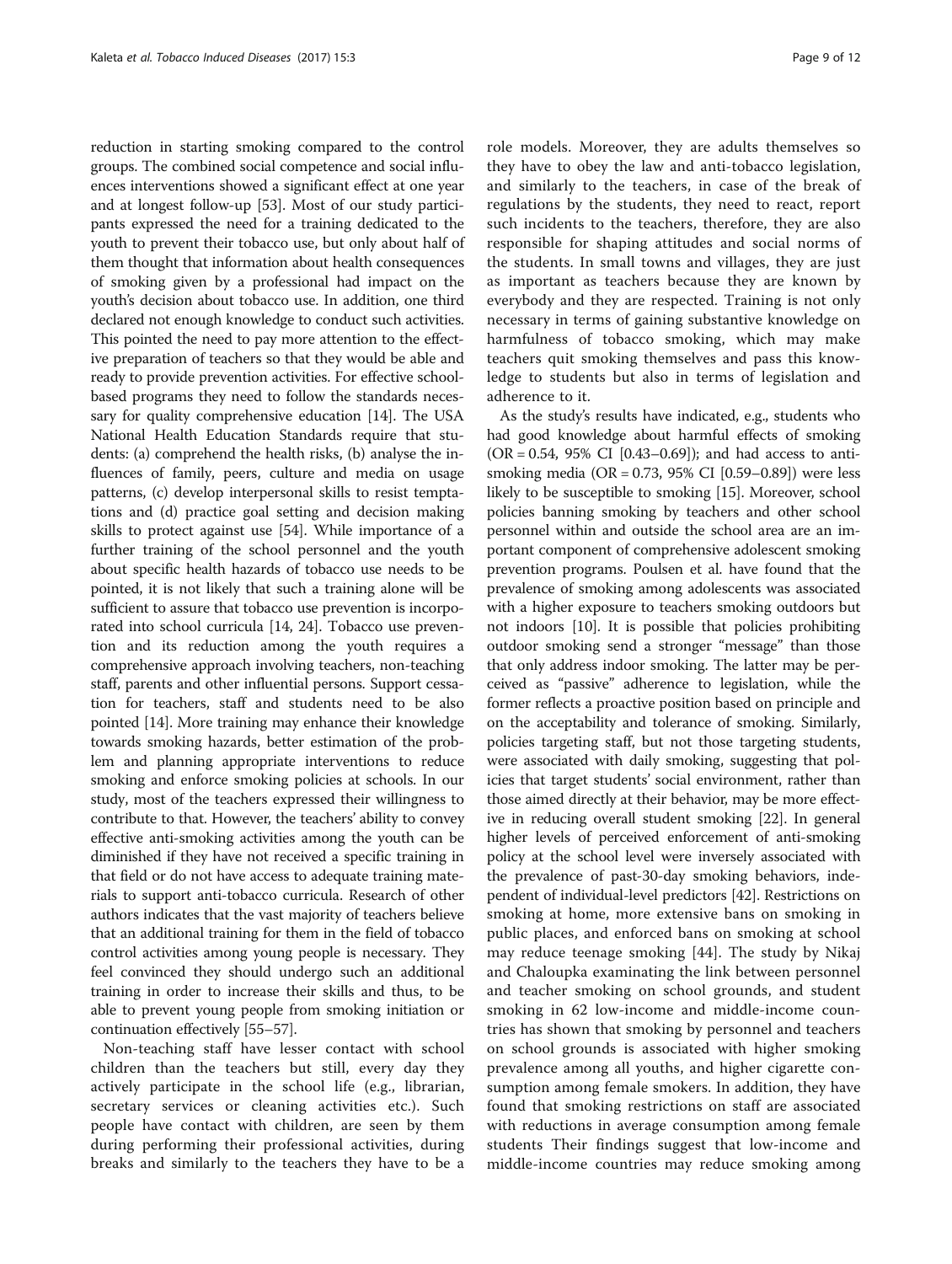reduction in starting smoking compared to the control groups. The combined social competence and social influences interventions showed a significant effect at one year and at longest follow-up [53]. Most of our study participants expressed the need for a training dedicated to the youth to prevent their tobacco use, but only about half of them thought that information about health consequences of smoking given by a professional had impact on the youth's decision about tobacco use. In addition, one third declared not enough knowledge to conduct such activities. This pointed the need to pay more attention to the effective preparation of teachers so that they would be able and ready to provide prevention activities. For effective school-based programs they need to follow the standards necessary for quality comprehensive education [14]. The USA National Health Education Standards require that students: (a) comprehend the health risks, (b) analyse the influences of family, peers, culture and media on usage patterns, (c) develop interpersonal skills to resist temptations and (d) practice goal setting and decision making skills to protect against use [54]. While importance of a further training of the school personnel and the youth about specific health hazards of tobacco use needs to be pointed, it is not likely that such a training alone will be sufficient to assure that tobacco use prevention is incorporated into school curricula [14, 24]. Tobacco use prevention and its reduction among the youth requires a comprehensive approach involving teachers, non-teaching staff, parents and other influential persons. Support cessation for teachers, staff and students need to be also pointed [14]. More training may enhance their knowledge towards smoking hazards, better estimation of the problem and planning appropriate interventions to reduce smoking and enforce smoking policies at schools. In our study, most of the teachers expressed their willingness to contribute to that. However, the teachers' ability to convey effective anti-smoking activities among the youth can be diminished if they have not received a specific training in that field or do not have access to adequate training materials to support anti-tobacco curricula. Research of other authors indicates that the vast majority of teachers believe that an additional training for them in the field of tobacco control activities among young people is necessary. They feel convinced they should undergo such an additional training in order to increase their skills and thus, to be able to prevent young people from smoking initiation or continuation effectively [55–57].

Non-teaching staff have lesser contact with school children than the teachers but still, every day they actively participate in the school life (e.g., librarian, secretary services or cleaning activities etc.). Such people have contact with children, are seen by them during performing their professional activities, during breaks and similarly to the teachers they have to be a role models. Moreover, they are adults themselves so they have to obey the law and anti-tobacco legislation, and similarly to the teachers, in case of the break of regulations by the students, they need to react, report such incidents to the teachers, therefore, they are also responsible for shaping attitudes and social norms of the students. In small towns and villages, they are just as important as teachers because they are known by everybody and they are respected. Training is not only necessary in terms of gaining substantive knowledge on harmfulness of tobacco smoking, which may make teachers quit smoking themselves and pass this knowledge to students but also in terms of legislation and adherence to it.

As the study's results have indicated, e.g., students who had good knowledge about harmful effects of smoking (OR = 0.54, 95% CI [0.43–0.69]); and had access to anti-smoking media (OR = 0.73, 95% CI [0.59–0.89]) were less likely to be susceptible to smoking [15]. Moreover, school policies banning smoking by teachers and other school personnel within and outside the school area are an important component of comprehensive adolescent smoking prevention programs. Poulsen et al. have found that the prevalence of smoking among adolescents was associated with a higher exposure to teachers smoking outdoors but not indoors [10]. It is possible that policies prohibiting outdoor smoking send a stronger "message" than those that only address indoor smoking. The latter may be perceived as "passive" adherence to legislation, while the former reflects a proactive position based on principle and on the acceptability and tolerance of smoking. Similarly, policies targeting staff, but not those targeting students, were associated with daily smoking, suggesting that policies that target students' social environment, rather than those aimed directly at their behavior, may be more effective in reducing overall student smoking [22]. In general higher levels of perceived enforcement of anti-smoking policy at the school level were inversely associated with the prevalence of past-30-day smoking behaviors, independent of individual-level predictors [42]. Restrictions on smoking at home, more extensive bans on smoking in public places, and enforced bans on smoking at school may reduce teenage smoking [44]. The study by Nikaj and Chaloupka examining the link between personnel and teacher smoking on school grounds, and student smoking in 62 low-income and middle-income countries has shown that smoking by personnel and teachers on school grounds is associated with higher smoking prevalence among all youths, and higher cigarette consumption among female smokers. In addition, they have found that smoking restrictions on staff are associated with reductions in average consumption among female students Their findings suggest that low-income and middle-income countries may reduce smoking among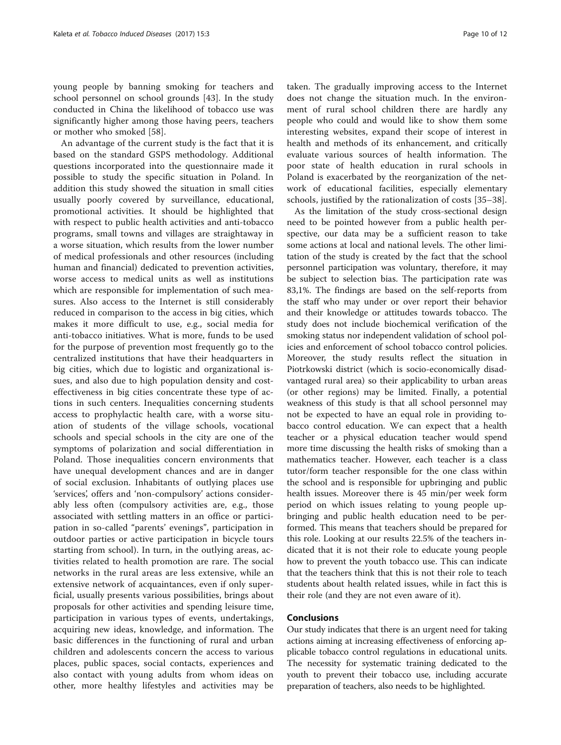young people by banning smoking for teachers and school personnel on school grounds [43]. In the study conducted in China the likelihood of tobacco use was significantly higher among those having peers, teachers or mother who smoked [58].

An advantage of the current study is the fact that it is based on the standard GSPS methodology. Additional questions incorporated into the questionnaire made it possible to study the specific situation in Poland. In addition this study showed the situation in small cities usually poorly covered by surveillance, educational, promotional activities. It should be highlighted that with respect to public health activities and anti-tobacco programs, small towns and villages are straightaway in a worse situation, which results from the lower number of medical professionals and other resources (including human and financial) dedicated to prevention activities, worse access to medical units as well as institutions which are responsible for implementation of such measures. Also access to the Internet is still considerably reduced in comparison to the access in big cities, which makes it more difficult to use, e.g., social media for anti-tobacco initiatives. What is more, funds to be used for the purpose of prevention most frequently go to the centralized institutions that have their headquarters in big cities, which due to logistic and organizational issues, and also due to high population density and cost-effectiveness in big cities concentrate these type of actions in such centers. Inequalities concerning students access to prophylactic health care, with a worse situation of students of the village schools, vocational schools and special schools in the city are one of the symptoms of polarization and social differentiation in Poland. Those inequalities concern environments that have unequal development chances and are in danger of social exclusion. Inhabitants of outlying places use 'services', offers and 'non-compulsory' actions considerably less often (compulsory activities are, e.g., those associated with settling matters in an office or participation in so-called "parents' evenings", participation in outdoor parties or active participation in bicycle tours starting from school). In turn, in the outlying areas, activities related to health promotion are rare. The social networks in the rural areas are less extensive, while an extensive network of acquaintances, even if only superficial, usually presents various possibilities, brings about proposals for other activities and spending leisure time, participation in various types of events, undertakings, acquiring new ideas, knowledge, and information. The basic differences in the functioning of rural and urban children and adolescents concern the access to various places, public spaces, social contacts, experiences and also contact with young adults from whom ideas on other, more healthy lifestyles and activities may be taken. The gradually improving access to the Internet does not change the situation much. In the environment of rural school children there are hardly any people who could and would like to show them some interesting websites, expand their scope of interest in health and methods of its enhancement, and critically evaluate various sources of health information. The poor state of health education in rural schools in Poland is exacerbated by the reorganization of the network of educational facilities, especially elementary schools, justified by the rationalization of costs [35–38].

As the limitation of the study cross-sectional design need to be pointed however from a public health perspective, our data may be a sufficient reason to take some actions at local and national levels. The other limitation of the study is created by the fact that the school personnel participation was voluntary, therefore, it may be subject to selection bias. The participation rate was 83,1%. The findings are based on the self-reports from the staff who may under or over report their behavior and their knowledge or attitudes towards tobacco. The study does not include biochemical verification of the smoking status nor independent validation of school policies and enforcement of school tobacco control policies. Moreover, the study results reflect the situation in Piotrkowski district (which is socio-economically disadvantaged rural area) so their applicability to urban areas (or other regions) may be limited. Finally, a potential weakness of this study is that all school personnel may not be expected to have an equal role in providing tobacco control education. We can expect that a health teacher or a physical education teacher would spend more time discussing the health risks of smoking than a mathematics teacher. However, each teacher is a class tutor/form teacher responsible for the one class within the school and is responsible for upbringing and public health issues. Moreover there is 45 min/per week form period on which issues relating to young people upbringing and public health education need to be performed. This means that teachers should be prepared for this role. Looking at our results 22.5% of the teachers indicated that it is not their role to educate young people how to prevent the youth tobacco use. This can indicate that the teachers think that this is not their role to teach students about health related issues, while in fact this is their role (and they are not even aware of it).

## Conclusions

Our study indicates that there is an urgent need for taking actions aiming at increasing effectiveness of enforcing applicable tobacco control regulations in educational units. The necessity for systematic training dedicated to the youth to prevent their tobacco use, including accurate preparation of teachers, also needs to be highlighted.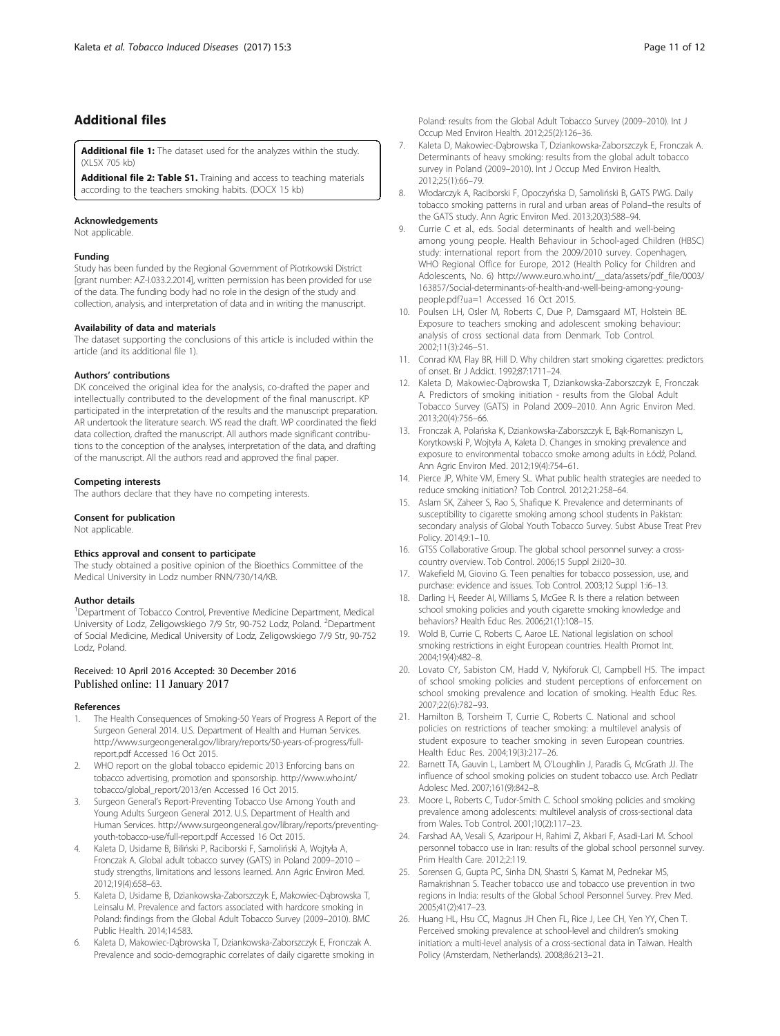## Additional files

**Additional file 1:** The dataset used for the analyzes within the study. (XLSX 705 kb)

**Additional file 2: Table S1.** Training and access to teaching materials according to the teachers smoking habits. (DOCX 15 kb)

#### Acknowledgements

Not applicable.

#### Funding

Study has been funded by the Regional Government of Piotrkowski District [grant number: AZ-I.033.2.2014], written permission has been provided for use of the data. The funding body had no role in the design of the study and collection, analysis, and interpretation of data and in writing the manuscript.

#### Availability of data and materials

The dataset supporting the conclusions of this article is included within the article (and its additional file 1).

#### Authors' contributions

DK conceived the original idea for the analysis, co-drafted the paper and intellectually contributed to the development of the final manuscript. KP participated in the interpretation of the results and the manuscript preparation. AR undertook the literature search. WS read the draft. WP coordinated the field data collection, drafted the manuscript. All authors made significant contributions to the conception of the analyses, interpretation of the data, and drafting of the manuscript. All the authors read and approved the final paper.

#### Competing interests

The authors declare that they have no competing interests.

#### Consent for publication

Not applicable.

#### Ethics approval and consent to participate

The study obtained a positive opinion of the Bioethics Committee of the Medical University in Lodz number RNN/730/14/KB.

#### Author details

[1]Department of Tobacco Control, Preventive Medicine Department, Medical University of Lodz, Zeligowskiego 7/9 Str, 90-752 Lodz, Poland. [2]Department of Social Medicine, Medical University of Lodz, Zeligowskiego 7/9 Str, 90-752 Lodz, Poland.

Received: 10 April 2016 Accepted: 30 December 2016
Published online: 11 January 2017

#### References

1. The Health Consequences of Smoking-50 Years of Progress A Report of the Surgeon General 2014. U.S. Department of Health and Human Services. http://www.surgeongeneral.gov/library/reports/50-years-of-progress/full-report.pdf Accessed 16 Oct 2015.
2. WHO report on the global tobacco epidemic 2013 Enforcing bans on tobacco advertising, promotion and sponsorship. http://www.who.int/tobacco/global_report/2013/en Accessed 16 Oct 2015.
3. Surgeon General's Report-Preventing Tobacco Use Among Youth and Young Adults Surgeon General 2012. U.S. Department of Health and Human Services. http://www.surgeongeneral.gov/library/reports/preventing-youth-tobacco-use/full-report.pdf Accessed 16 Oct 2015.
4. Kaleta D, Usidame B, Biliński P, Raciborski F, Samoliński A, Wojtyła A, Fronczak A. Global adult tobacco survey (GATS) in Poland 2009–2010 – study strengths, limitations and lessons learned. Ann Agric Environ Med. 2012;19(4):658–63.
5. Kaleta D, Usidame B, Dziankowska-Zaborszczyk E, Makowiec-Dąbrowska T, Leinsalu M. Prevalence and factors associated with hardcore smoking in Poland: findings from the Global Adult Tobacco Survey (2009–2010). BMC Public Health. 2014;14:583.
6. Kaleta D, Makowiec-Dąbrowska T, Dziankowska-Zaborszczyk E, Fronczak A. Prevalence and socio-demographic correlates of daily cigarette smoking in Poland: results from the Global Adult Tobacco Survey (2009–2010). Int J Occup Med Environ Health. 2012;25(2):126–36.
7. Kaleta D, Makowiec-Dąbrowska T, Dziankowska-Zaborszczyk E, Fronczak A. Determinants of heavy smoking: results from the global adult tobacco survey in Poland (2009–2010). Int J Occup Med Environ Health. 2012;25(1):66–79.
8. Włodarczyk A, Raciborski F, Opoczyńska D, Samoliński B, GATS PWG. Daily tobacco smoking patterns in rural and urban areas of Poland–the results of the GATS study. Ann Agric Environ Med. 2013;20(3):588–94.
9. Currie C et al., eds. Social determinants of health and well-being among young people. Health Behaviour in School-aged Children (HBSC) study: international report from the 2009/2010 survey. Copenhagen, WHO Regional Office for Europe, 2012 (Health Policy for Children and Adolescents, No. 6) http://www.euro.who.int/__data/assets/pdf_file/0003/163857/Social-determinants-of-health-and-well-being-among-young-people.pdf?ua=1 Accessed 16 Oct 2015.
10. Poulsen LH, Osler M, Roberts C, Due P, Damsgaard MT, Holstein BE. Exposure to teachers smoking and adolescent smoking behaviour: analysis of cross sectional data from Denmark. Tob Control. 2002;11(3):246–51.
11. Conrad KM, Flay BR, Hill D. Why children start smoking cigarettes: predictors of onset. Br J Addict. 1992;87:1711–24.
12. Kaleta D, Makowiec-Dąbrowska T, Dziankowska-Zaborszczyk E, Fronczak A. Predictors of smoking initiation - results from the Global Adult Tobacco Survey (GATS) in Poland 2009–2010. Ann Agric Environ Med. 2013;20(4):756–66.
13. Fronczak A, Polańska K, Dziankowska-Zaborszczyk E, Bąk-Romaniszyn L, Korytkowski P, Wojtyła A, Kaleta D. Changes in smoking prevalence and exposure to environmental tobacco smoke among adults in Łódź, Poland. Ann Agric Environ Med. 2012;19(4):754–61.
14. Pierce JP, White VM, Emery SL. What public health strategies are needed to reduce smoking initiation? Tob Control. 2012;21:258–64.
15. Aslam SK, Zaheer S, Rao S, Shafique K. Prevalence and determinants of susceptibility to cigarette smoking among school students in Pakistan: secondary analysis of Global Youth Tobacco Survey. Subst Abuse Treat Prev Policy. 2014;9:1–10.
16. GTSS Collaborative Group. The global school personnel survey: a cross-country overview. Tob Control. 2006;15 Suppl 2:ii20–30.
17. Wakefield M, Giovino G. Teen penalties for tobacco possession, use, and purchase: evidence and issues. Tob Control. 2003;12 Suppl 1:i6–13.
18. Darling H, Reeder AI, Williams S, McGee R. Is there a relation between school smoking policies and youth cigarette smoking knowledge and behaviors? Health Educ Res. 2006;21(1):108–15.
19. Wold B, Currie C, Roberts C, Aaroe LE. National legislation on school smoking restrictions in eight European countries. Health Promot Int. 2004;19(4):482–8.
20. Lovato CY, Sabiston CM, Hadd V, Nykiforuk CI, Campbell HS. The impact of school smoking policies and student perceptions of enforcement on school smoking prevalence and location of smoking. Health Educ Res. 2007;22(6):782–93.
21. Hamilton B, Torsheim T, Currie C, Roberts C. National and school policies on restrictions of teacher smoking: a multilevel analysis of student exposure to teacher smoking in seven European countries. Health Educ Res. 2004;19(3):217–26.
22. Barnett TA, Gauvin L, Lambert M, O'Loughlin J, Paradis G, McGrath JJ. The influence of school smoking policies on student tobacco use. Arch Pediatr Adolesc Med. 2007;161(9):842–8.
23. Moore L, Roberts C, Tudor-Smith C. School smoking policies and smoking prevalence among adolescents: multilevel analysis of cross-sectional data from Wales. Tob Control. 2001;10(2):117–23.
24. Farshad AA, Vesali S, Azaripour H, Rahimi Z, Akbari F, Asadi-Lari M. School personnel tobacco use in Iran: results of the global school personnel survey. Prim Health Care. 2012;2:119.
25. Sorensen G, Gupta PC, Sinha DN, Shastri S, Kamat M, Pednekar MS, Ramakrishnan S. Teacher tobacco use and tobacco use prevention in two regions in India: results of the Global School Personnel Survey. Prev Med. 2005;41(2):417–23.
26. Huang HL, Hsu CC, Magnus JH Chen FL, Rice J, Lee CH, Yen YY, Chen T. Perceived smoking prevalence at school-level and children's smoking initiation: a multi-level analysis of a cross-sectional data in Taiwan. Health Policy (Amsterdam, Netherlands). 2008;86:213–21.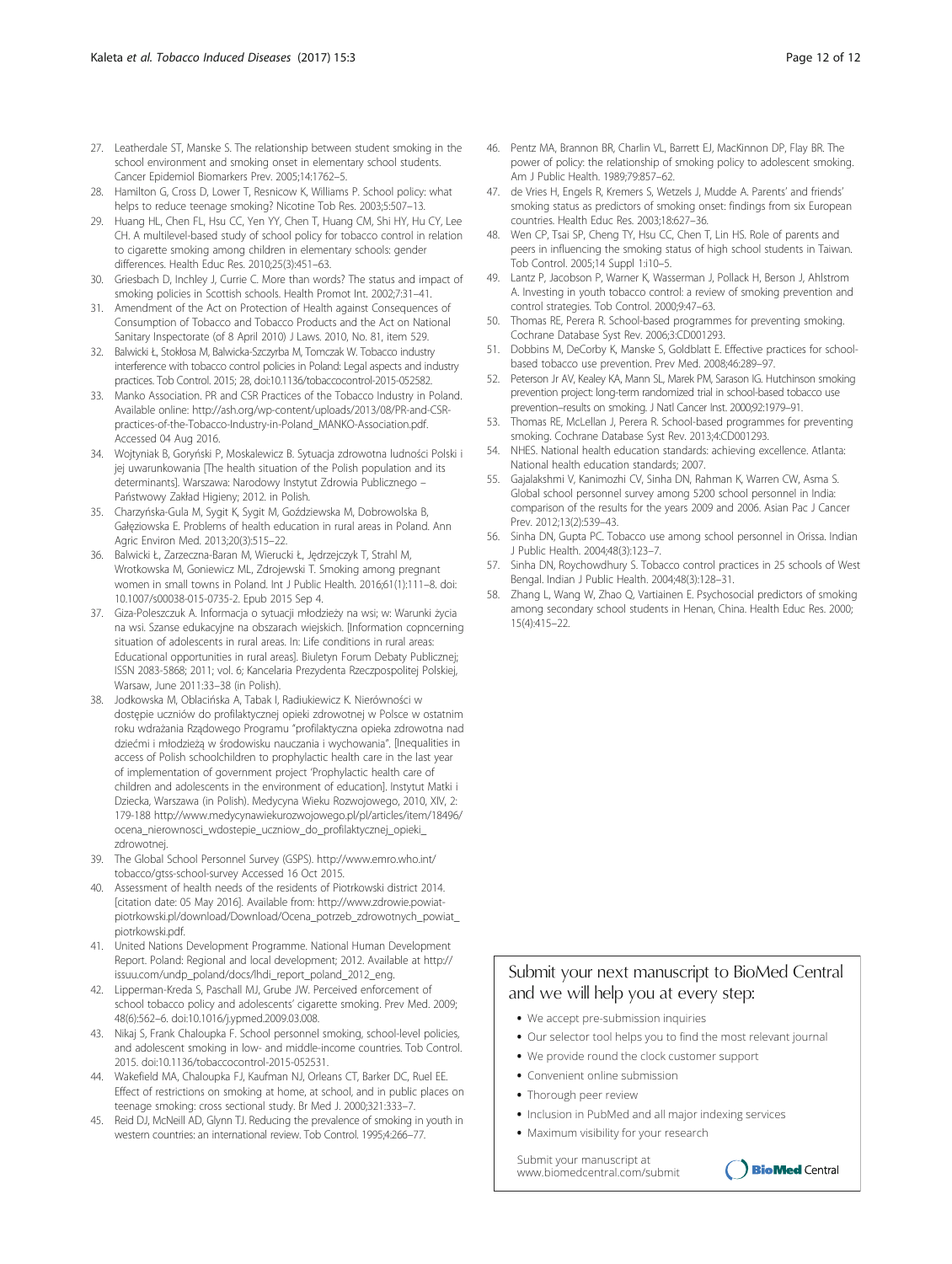27. Leatherdale ST, Manske S. The relationship between student smoking in the school environment and smoking onset in elementary school students. Cancer Epidemiol Biomarkers Prev. 2005;14:1762–5.
28. Hamilton G, Cross D, Lower T, Resnicow K, Williams P. School policy: what helps to reduce teenage smoking? Nicotine Tob Res. 2003;5:507–13.
29. Huang HL, Chen FL, Hsu CC, Yen YY, Chen T, Huang CM, Shi HY, Hu CY, Lee CH. A multilevel-based study of school policy for tobacco control in relation to cigarette smoking among children in elementary schools: gender differences. Health Educ Res. 2010;25(3):451–63.
30. Griesbach D, Inchley J, Currie C. More than words? The status and impact of smoking policies in Scottish schools. Health Promot Int. 2002;7:31–41.
31. Amendment of the Act on Protection of Health against Consequences of Consumption of Tobacco and Tobacco Products and the Act on National Sanitary Inspectorate (of 8 April 2010) J Laws. 2010, No. 81, item 529.
32. Balwicki Ł, Stokłosa M, Balwicka-Szczyrba M, Tomczak W. Tobacco industry interference with tobacco control policies in Poland: Legal aspects and industry practices. Tob Control. 2015; 28, doi:10.1136/tobaccocontrol-2015-052582.
33. Manko Association. PR and CSR Practices of the Tobacco Industry in Poland. Available online: http://ash.org/wp-content/uploads/2013/08/PR-and-CSR-practices-of-the-Tobacco-Industry-in-Poland_MANKO-Association.pdf. Accessed 04 Aug 2016.
34. Wojtyniak B, Goryński P, Moskalewicz B. Sytuacja zdrowotna ludności Polski i jej uwarunkowania [The health situation of the Polish population and its determinants]. Warszawa: Narodowy Instytut Zdrowia Publicznego – Państwowy Zakład Higieny; 2012. in Polish.
35. Charzyńska-Gula M, Sygit K, Sygit M, Goździewska M, Dobrowolska B, Gałęziowska E. Problems of health education in rural areas in Poland. Ann Agric Environ Med. 2013;20(3):515–22.
36. Balwicki Ł, Zarzeczna-Baran M, Wierucki Ł, Jędrzejczyk T, Strahl M, Wrotkowska M, Goniewicz ML, Zdrojewski T. Smoking among pregnant women in small towns in Poland. Int J Public Health. 2016;61(1):111–8. doi: 10.1007/s00038-015-0735-2. Epub 2015 Sep 4.
37. Giza-Poleszczuk A. Informacja o sytuacji młodzieży na wsi; w: Warunki życia na wsi. Szanse edukacyjne na obszarach wiejskich. [Information copncerning situation of adolescents in rural areas. In: Life conditions in rural areas: Educational opportunities in rural areas]. Biuletyn Forum Debaty Publicznej; ISSN 2083-5868; 2011; vol. 6; Kancelaria Prezydenta Rzeczpospolitej Polskiej, Warsaw, June 2011:33–38 (in Polish).
38. Jodkowska M, Oblacińska A, Tabak I, Radiukiewicz K. Nierówności w dostępie uczniów do profilaktycznej opieki zdrowotnej w Polsce w ostatnim roku wdrażania Rządowego Programu "profilaktyczna opieka zdrowotna nad dziećmi i młodzieżą w środowisku nauczania i wychowania". [Inequalities in access of Polish schoolchildren to prophylactic health care in the last year of implementation of government project 'Prophylactic health care of children and adolescents in the environment of education]. Instytut Matki i Dziecka, Warszawa (in Polish). Medycyna Wieku Rozwojowego, 2010, XIV, 2: 179-188 http://www.medycynawiekurozwojowego.pl/pl/articles/item/18496/ocena_nierownosci_wdostepie_uczniow_do_profilaktycznej_opieki_zdrowotnej.
39. The Global School Personnel Survey (GSPS). http://www.emro.who.int/tobacco/gtss-school-survey Accessed 16 Oct 2015.
40. Assessment of health needs of the residents of Piotrkowski district 2014. [citation date: 05 May 2016]. Available from: http://www.zdrowie.powiat-piotrkowski.pl/download/Download/Ocena_potrzeb_zdrowotnych_powiat_piotrkowski.pdf.
41. United Nations Development Programme. National Human Development Report. Poland: Regional and local development; 2012. Available at http://issuu.com/undp_poland/docs/lhdi_report_poland_2012_eng.
42. Lipperman-Kreda S, Paschall MJ, Grube JW. Perceived enforcement of school tobacco policy and adolescents' cigarette smoking. Prev Med. 2009; 48(6):562–6. doi:10.1016/j.ypmed.2009.03.008.
43. Nikaj S, Frank Chaloupka F. School personnel smoking, school-level policies, and adolescent smoking in low- and middle-income countries. Tob Control. 2015. doi:10.1136/tobaccocontrol-2015-052531.
44. Wakefield MA, Chaloupka FJ, Kaufman NJ, Orleans CT, Barker DC, Ruel EE. Effect of restrictions on smoking at home, at school, and in public places on teenage smoking: cross sectional study. Br Med J. 2000;321:333–7.
45. Reid DJ, McNeill AD, Glynn TJ. Reducing the prevalence of smoking in youth in western countries: an international review. Tob Control. 1995;4:266–77.
46. Pentz MA, Brannon BR, Charlin VL, Barrett EJ, MacKinnon DP, Flay BR. The power of policy: the relationship of smoking policy to adolescent smoking. Am J Public Health. 1989;79:857–62.
47. de Vries H, Engels R, Kremers S, Wetzels J, Mudde A. Parents' and friends' smoking status as predictors of smoking onset: findings from six European countries. Health Educ Res. 2003;18:627–36.
48. Wen CP, Tsai SP, Cheng TY, Hsu CC, Chen T, Lin HS. Role of parents and peers in influencing the smoking status of high school students in Taiwan. Tob Control. 2005;14 Suppl 1:i10–5.
49. Lantz P, Jacobson P, Warner K, Wasserman J, Pollack H, Berson J, Ahlstrom A. Investing in youth tobacco control: a review of smoking prevention and control strategies. Tob Control. 2000;9:47–63.
50. Thomas RE, Perera R. School-based programmes for preventing smoking. Cochrane Database Syst Rev. 2006;3:CD001293.
51. Dobbins M, DeCorby K, Manske S, Goldblatt E. Effective practices for school-based tobacco use prevention. Prev Med. 2008;46:289–97.
52. Peterson Jr AV, Kealey KA, Mann SL, Marek PM, Sarason IG. Hutchinson smoking prevention project: long-term randomized trial in school-based tobacco use prevention–results on smoking. J Natl Cancer Inst. 2000;92:1979–91.
53. Thomas RE, McLellan J, Perera R. School-based programmes for preventing smoking. Cochrane Database Syst Rev. 2013;4:CD001293.
54. NHES. National health education standards: achieving excellence. Atlanta: National health education standards; 2007.
55. Gajalakshmi V, Kanimozhi CV, Sinha DN, Rahman K, Warren CW, Asma S. Global school personnel survey among 5200 school personnel in India: comparison of the results for the years 2009 and 2006. Asian Pac J Cancer Prev. 2012;13(2):539–43.
56. Sinha DN, Gupta PC. Tobacco use among school personnel in Orissa. Indian J Public Health. 2004;48(3):123–7.
57. Sinha DN, Roychowdhury S. Tobacco control practices in 25 schools of West Bengal. Indian J Public Health. 2004;48(3):128–31.
58. Zhang L, Wang W, Zhao Q, Vartiainen E. Psychosocial predictors of smoking among secondary school students in Henan, China. Health Educ Res. 2000; 15(4):415–22.

Submit your next manuscript to BioMed Central and we will help you at every step:

- We accept pre-submission inquiries
- Our selector tool helps you to find the most relevant journal
- We provide round the clock customer support
- Convenient online submission
- Thorough peer review
- Inclusion in PubMed and all major indexing services
- Maximum visibility for your research

Submit your manuscript at www.biomedcentral.com/submit